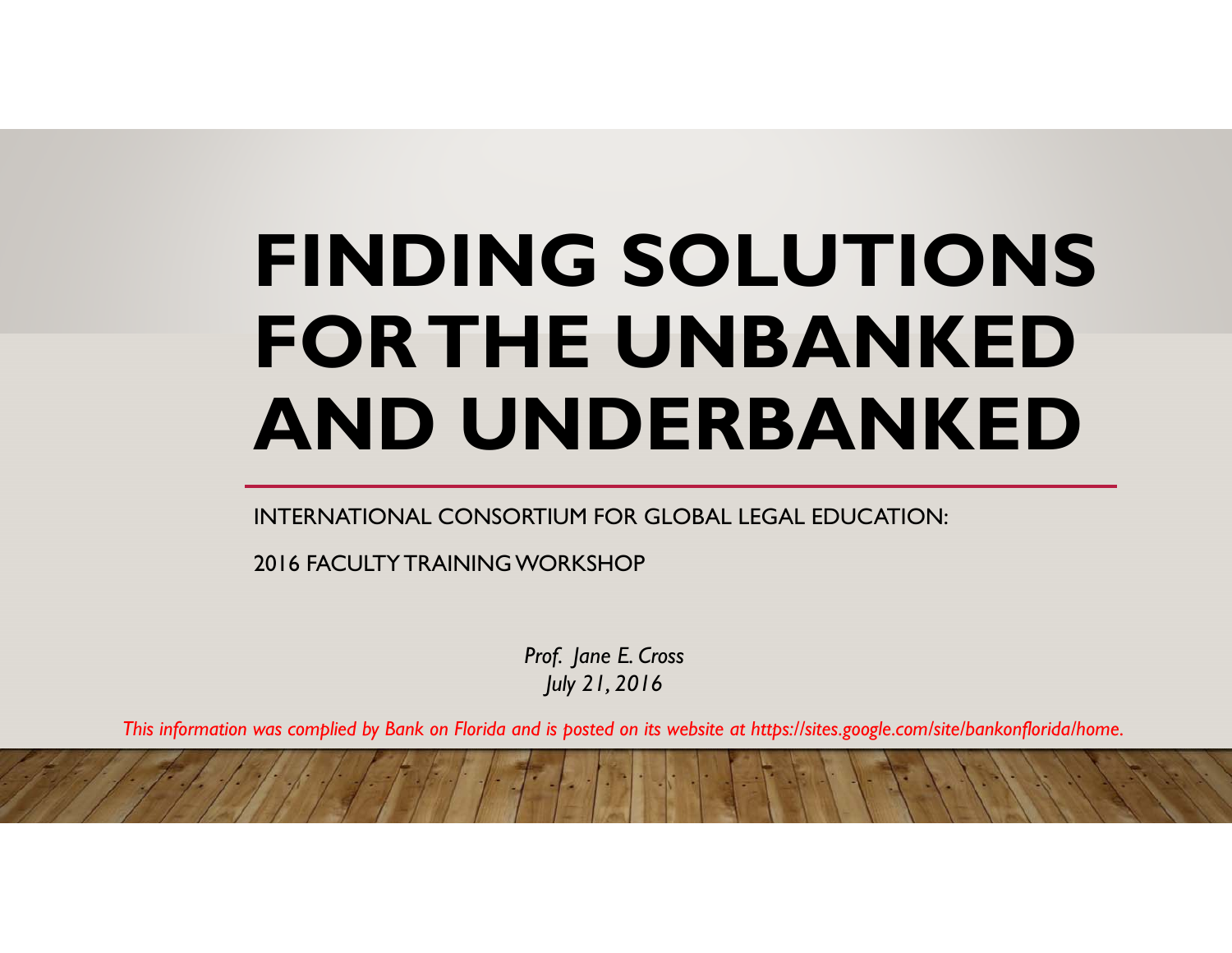# FINDING SOLUTIONS FOR THE UNBANKED AND UNDERBANKED

INTERNATIONAL CONSORTIUM FOR GLOBAL LEGAL EDUCATION:

2016 FACULTY TRAINING WORKSHOP

*Prof. Jane E. Cross*
*July 21, 2016*

*This information was complied by Bank on Florida and is posted on its website at https://sites.google.com/site/bankonflorida/home.*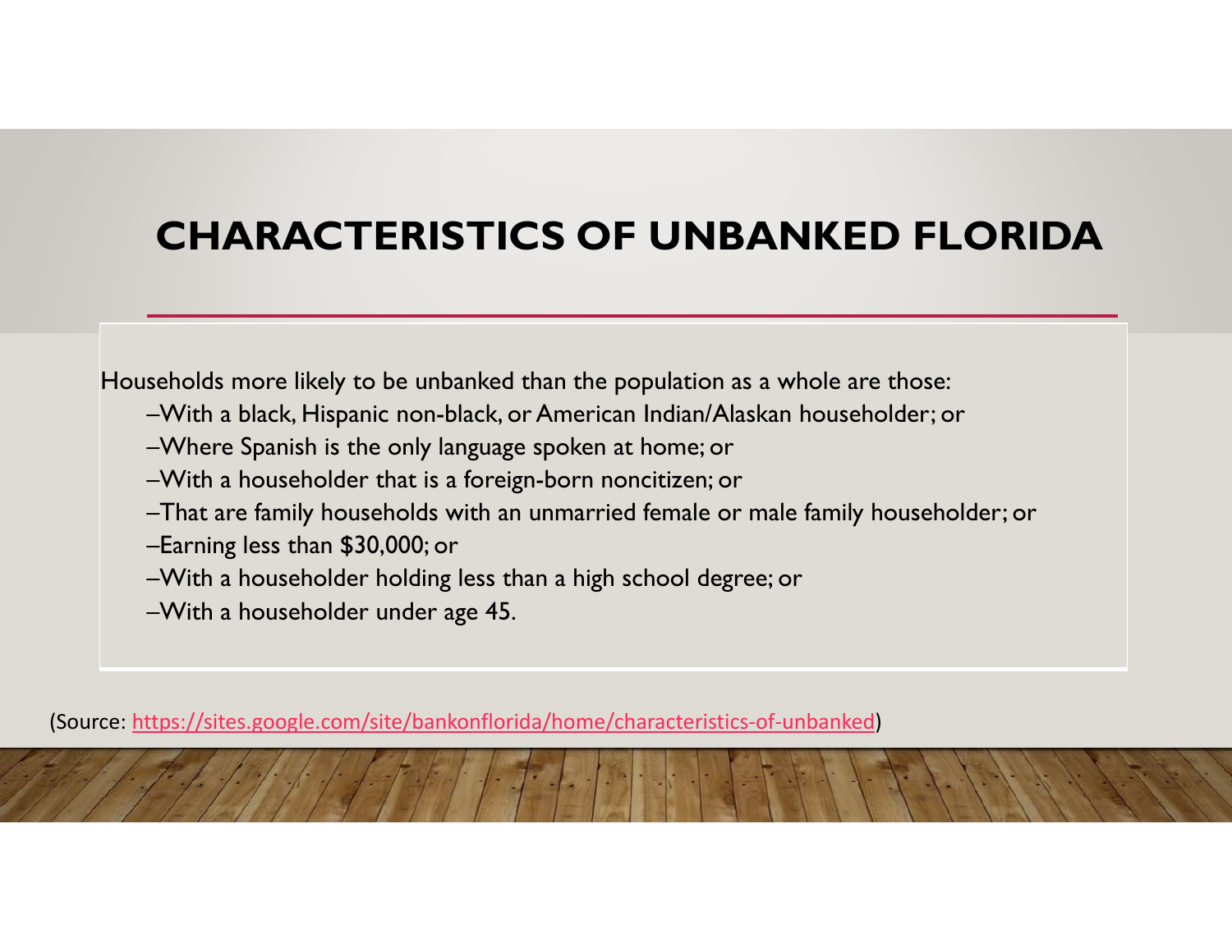# CHARACTERISTICS OF UNBANKED FLORIDA

Households more likely to be unbanked than the population as a whole are those:

- –With a black, Hispanic non-black, or American Indian/Alaskan householder; or
- –Where Spanish is the only language spoken at home; or
- –With a householder that is a foreign-born noncitizen; or
- –That are family households with an unmarried female or male family householder; or
- –Earning less than $30,000; or
- –With a householder holding less than a high school degree; or
- –With a householder under age 45.

(Source: https://sites.google.com/site/bankonflorida/home/characteristics-of-unbanked)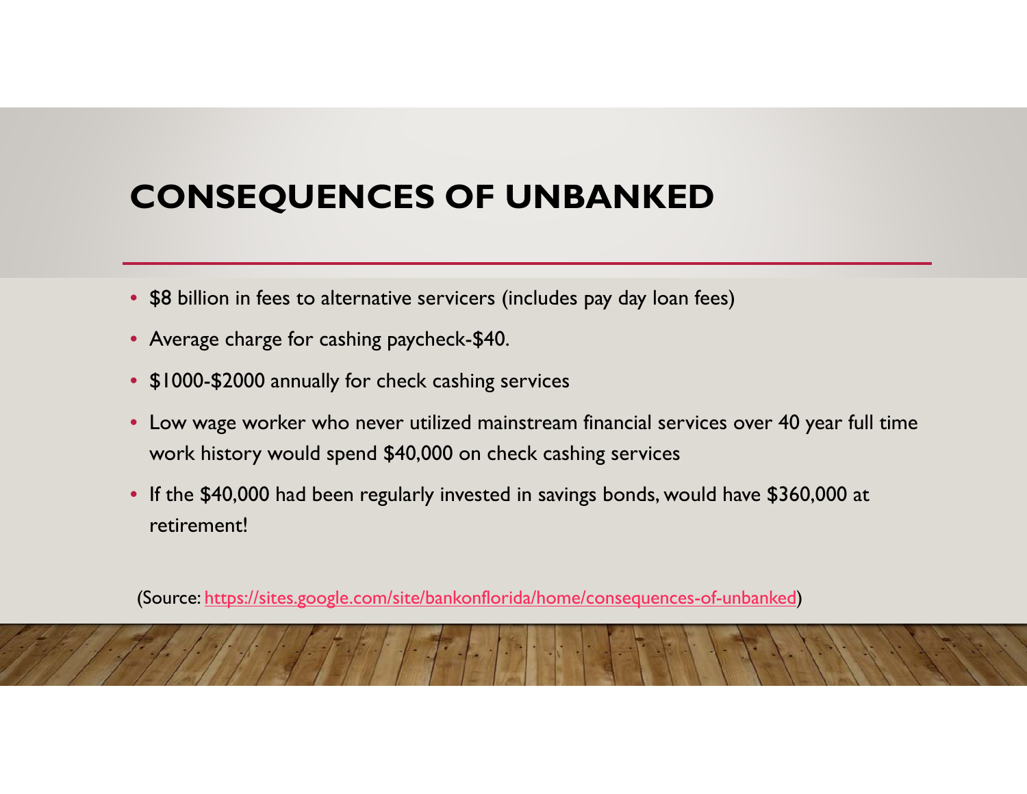# CONSEQUENCES OF UNBANKED

- $8 billion in fees to alternative servicers (includes pay day loan fees)
- Average charge for cashing paycheck-$40.
- $1000-$2000 annually for check cashing services
- Low wage worker who never utilized mainstream financial services over 40 year full time work history would spend $40,000 on check cashing services
- If the $40,000 had been regularly invested in savings bonds, would have $360,000 at retirement!

(Source: https://sites.google.com/site/bankonflorida/home/consequences-of-unbanked)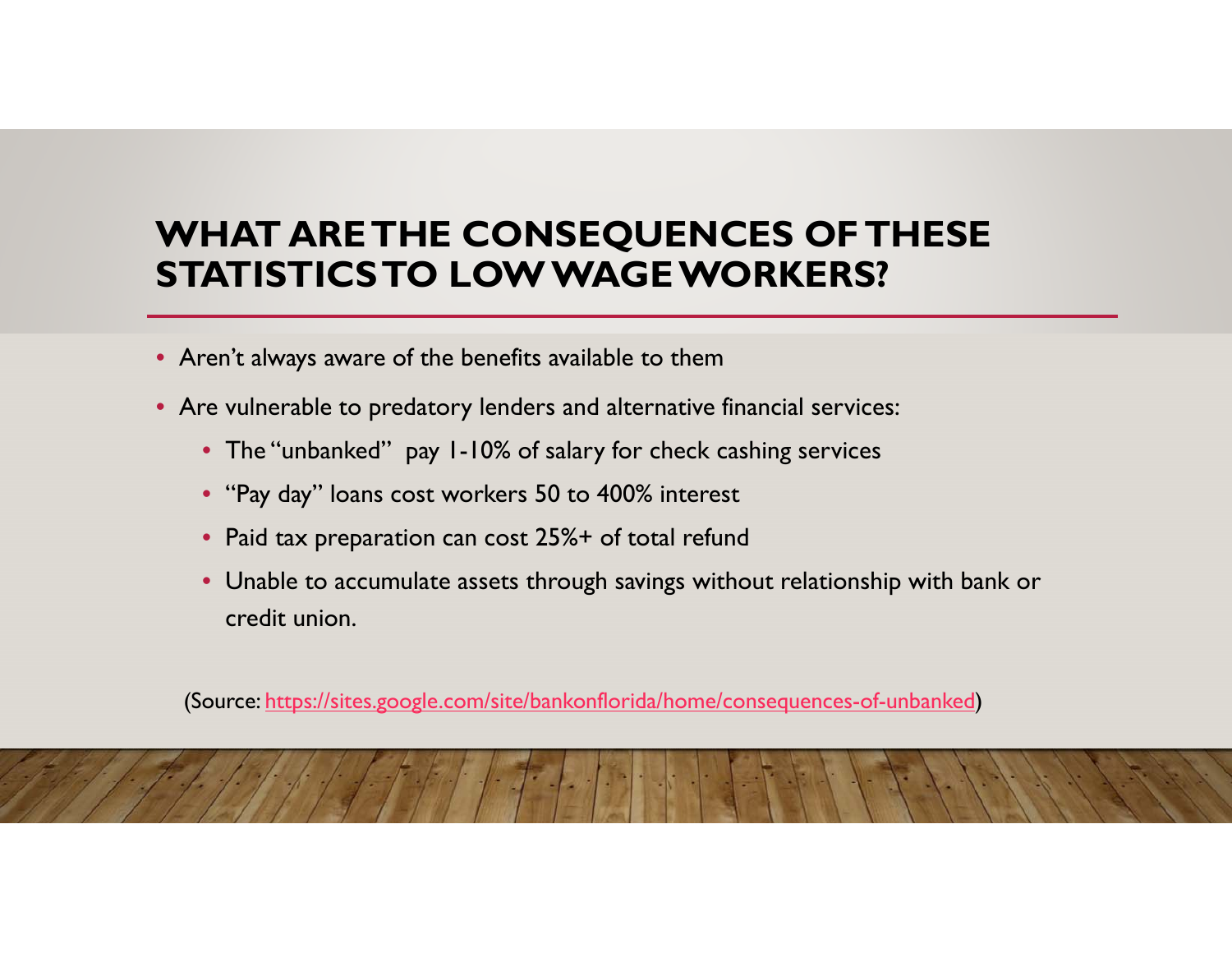# WHAT ARE THE CONSEQUENCES OF THESE STATISTICS TO LOW WAGE WORKERS?

- Aren't always aware of the benefits available to them
- Are vulnerable to predatory lenders and alternative financial services:
  - The "unbanked" pay 1-10% of salary for check cashing services
  - "Pay day" loans cost workers 50 to 400% interest
  - Paid tax preparation can cost 25%+ of total refund
  - Unable to accumulate assets through savings without relationship with bank or credit union.

(Source: [https://sites.google.com/site/bankonflorida/home/consequences-of-unbanked](https://sites.google.com/site/bankonflorida/home/consequences-of-unbanked))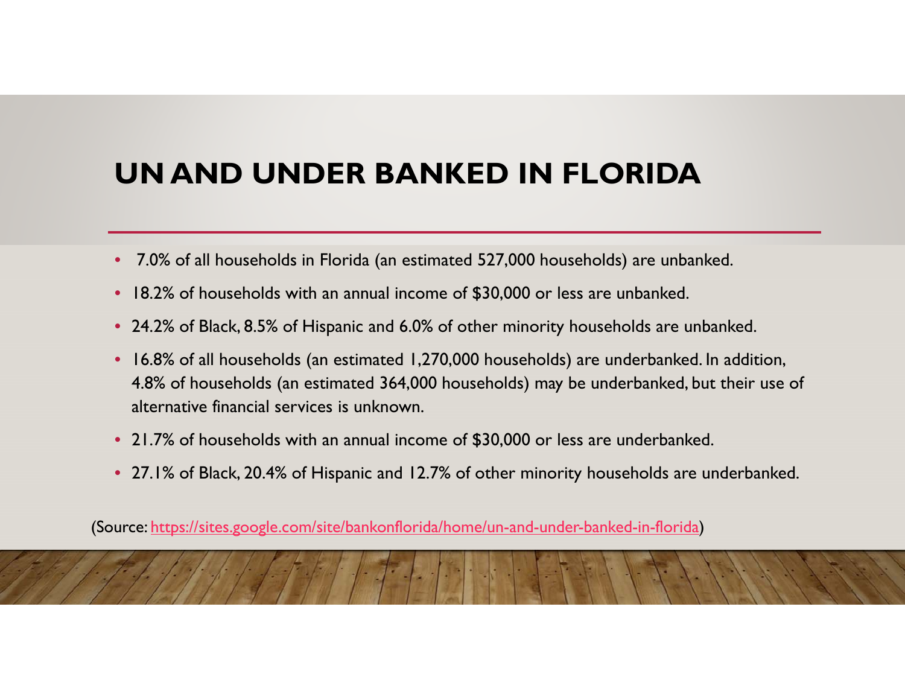# UN AND UNDER BANKED IN FLORIDA

- 7.0% of all households in Florida (an estimated 527,000 households) are unbanked.
- 18.2% of households with an annual income of $30,000 or less are unbanked.
- 24.2% of Black, 8.5% of Hispanic and 6.0% of other minority households are unbanked.
- 16.8% of all households (an estimated 1,270,000 households) are underbanked. In addition, 4.8% of households (an estimated 364,000 households) may be underbanked, but their use of alternative financial services is unknown.
- 21.7% of households with an annual income of $30,000 or less are underbanked.
- 27.1% of Black, 20.4% of Hispanic and 12.7% of other minority households are underbanked.

(Source: https://sites.google.com/site/bankonflorida/home/un-and-under-banked-in-florida)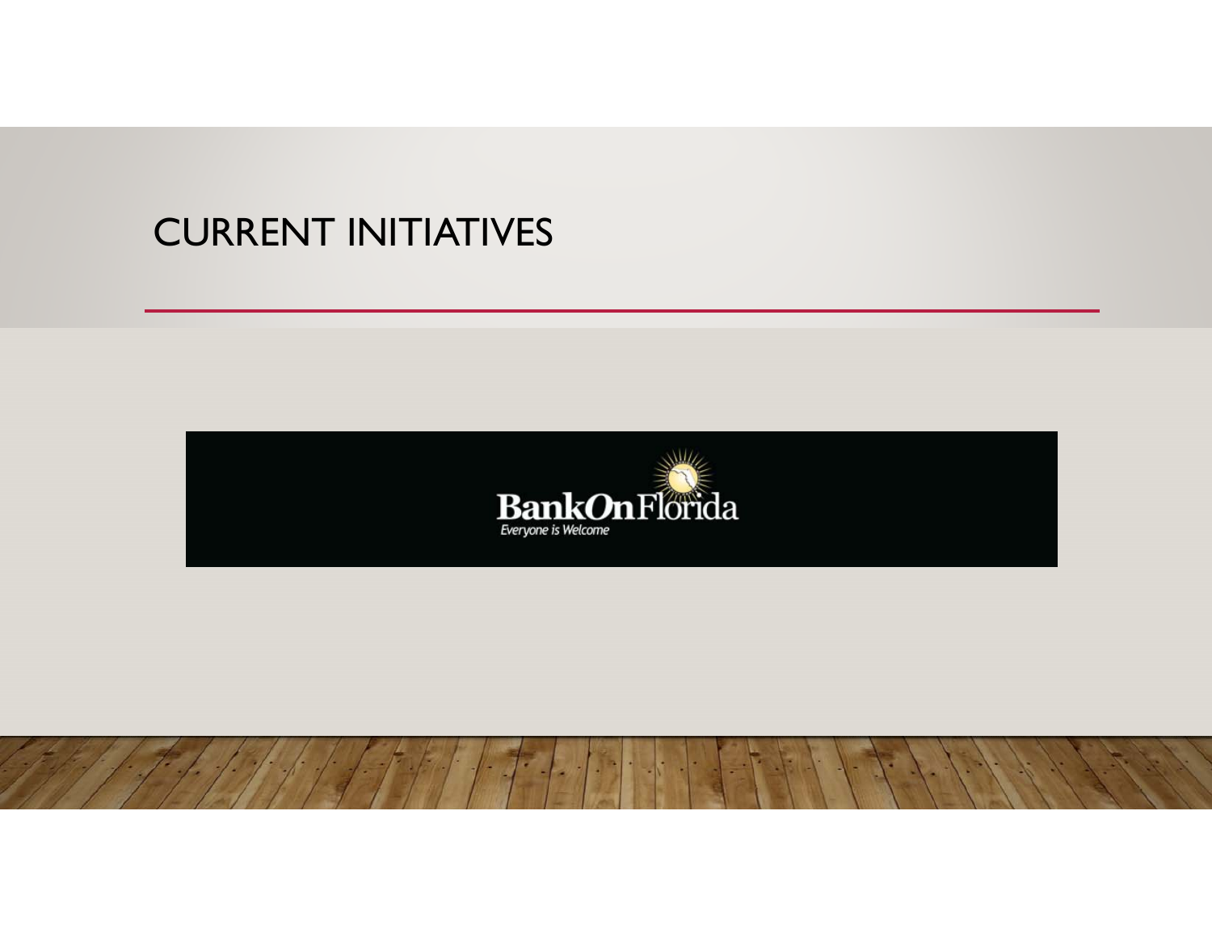# CURRENT INITIATIVES

BankOnFlorida

*Everyone is Welcome*